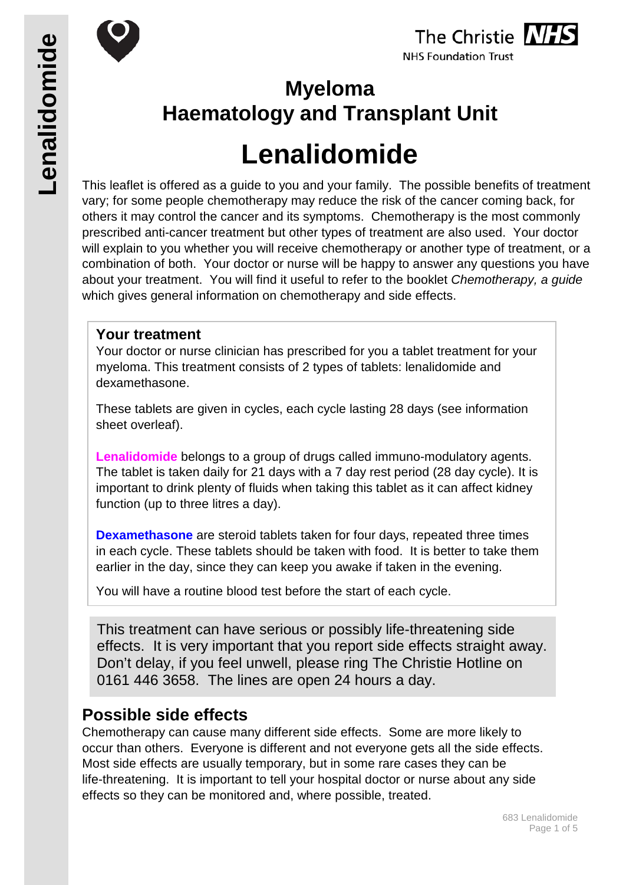# Myeloma
# Haematology and Transplant Unit

# Lenalidomide

This leaflet is offered as a guide to you and your family. The possible benefits of treatment vary; for some people chemotherapy may reduce the risk of the cancer coming back, for others it may control the cancer and its symptoms. Chemotherapy is the most commonly prescribed anti-cancer treatment but other types of treatment are also used. Your doctor will explain to you whether you will receive chemotherapy or another type of treatment, or a combination of both. Your doctor or nurse will be happy to answer any questions you have about your treatment. You will find it useful to refer to the booklet *Chemotherapy, a guide* which gives general information on chemotherapy and side effects.

## Your treatment

Your doctor or nurse clinician has prescribed for you a tablet treatment for your myeloma. This treatment consists of 2 types of tablets: lenalidomide and dexamethasone.

These tablets are given in cycles, each cycle lasting 28 days (see information sheet overleaf).

**Lenalidomide** belongs to a group of drugs called immuno-modulatory agents. The tablet is taken daily for 21 days with a 7 day rest period (28 day cycle). It is important to drink plenty of fluids when taking this tablet as it can affect kidney function (up to three litres a day).

**Dexamethasone** are steroid tablets taken for four days, repeated three times in each cycle. These tablets should be taken with food. It is better to take them earlier in the day, since they can keep you awake if taken in the evening.

You will have a routine blood test before the start of each cycle.

This treatment can have serious or possibly life-threatening side effects. It is very important that you report side effects straight away. Don't delay, if you feel unwell, please ring The Christie Hotline on 0161 446 3658. The lines are open 24 hours a day.

## Possible side effects

Chemotherapy can cause many different side effects. Some are more likely to occur than others. Everyone is different and not everyone gets all the side effects. Most side effects are usually temporary, but in some rare cases they can be life-threatening. It is important to tell your hospital doctor or nurse about any side effects so they can be monitored and, where possible, treated.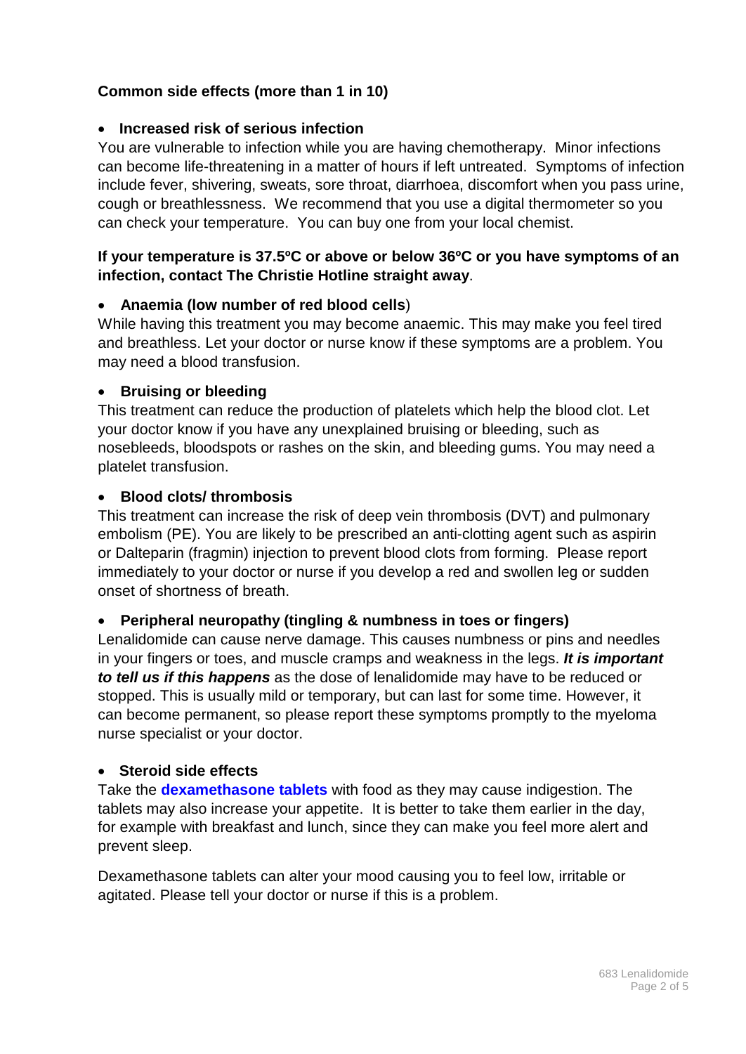**Common side effects (more than 1 in 10)**

- **Increased risk of serious infection**

You are vulnerable to infection while you are having chemotherapy. Minor infections can become life-threatening in a matter of hours if left untreated. Symptoms of infection include fever, shivering, sweats, sore throat, diarrhoea, discomfort when you pass urine, cough or breathlessness. We recommend that you use a digital thermometer so you can check your temperature. You can buy one from your local chemist.

**If your temperature is 37.5ºC or above or below 36ºC or you have symptoms of an infection, contact The Christie Hotline straight away**.

- **Anaemia (low number of red blood cells**)

While having this treatment you may become anaemic. This may make you feel tired and breathless. Let your doctor or nurse know if these symptoms are a problem. You may need a blood transfusion.

- **Bruising or bleeding**

This treatment can reduce the production of platelets which help the blood clot. Let your doctor know if you have any unexplained bruising or bleeding, such as nosebleeds, bloodspots or rashes on the skin, and bleeding gums. You may need a platelet transfusion.

- **Blood clots/ thrombosis**

This treatment can increase the risk of deep vein thrombosis (DVT) and pulmonary embolism (PE). You are likely to be prescribed an anti-clotting agent such as aspirin or Dalteparin (fragmin) injection to prevent blood clots from forming. Please report immediately to your doctor or nurse if you develop a red and swollen leg or sudden onset of shortness of breath.

- **Peripheral neuropathy (tingling & numbness in toes or fingers)**

Lenalidomide can cause nerve damage. This causes numbness or pins and needles in your fingers or toes, and muscle cramps and weakness in the legs. ***It is important to tell us if this happens*** as the dose of lenalidomide may have to be reduced or stopped. This is usually mild or temporary, but can last for some time. However, it can become permanent, so please report these symptoms promptly to the myeloma nurse specialist or your doctor.

- **Steroid side effects**

Take the **dexamethasone tablets** with food as they may cause indigestion. The tablets may also increase your appetite. It is better to take them earlier in the day, for example with breakfast and lunch, since they can make you feel more alert and prevent sleep.

Dexamethasone tablets can alter your mood causing you to feel low, irritable or agitated. Please tell your doctor or nurse if this is a problem.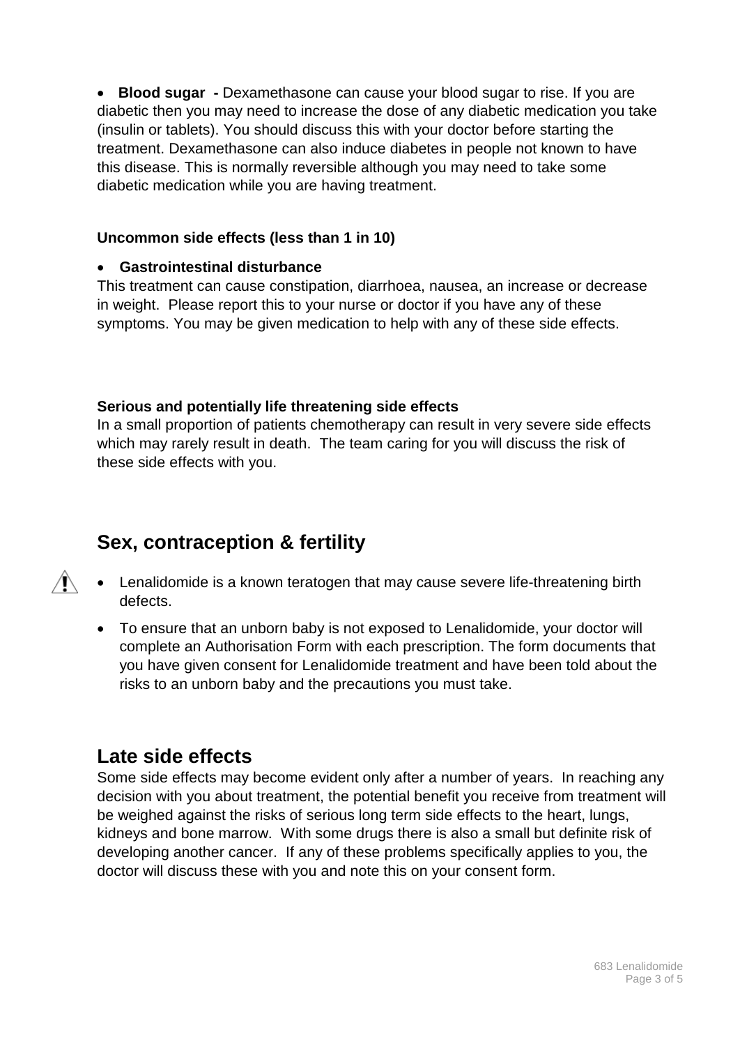- **Blood sugar -** Dexamethasone can cause your blood sugar to rise. If you are diabetic then you may need to increase the dose of any diabetic medication you take (insulin or tablets). You should discuss this with your doctor before starting the treatment. Dexamethasone can also induce diabetes in people not known to have this disease. This is normally reversible although you may need to take some diabetic medication while you are having treatment.

**Uncommon side effects (less than 1 in 10)**

- **Gastrointestinal disturbance**

This treatment can cause constipation, diarrhoea, nausea, an increase or decrease in weight. Please report this to your nurse or doctor if you have any of these symptoms. You may be given medication to help with any of these side effects.

**Serious and potentially life threatening side effects**

In a small proportion of patients chemotherapy can result in very severe side effects which may rarely result in death. The team caring for you will discuss the risk of these side effects with you.

## Sex, contraception & fertility

- Lenalidomide is a known teratogen that may cause severe life-threatening birth defects.
- To ensure that an unborn baby is not exposed to Lenalidomide, your doctor will complete an Authorisation Form with each prescription. The form documents that you have given consent for Lenalidomide treatment and have been told about the risks to an unborn baby and the precautions you must take.

## Late side effects

Some side effects may become evident only after a number of years. In reaching any decision with you about treatment, the potential benefit you receive from treatment will be weighed against the risks of serious long term side effects to the heart, lungs, kidneys and bone marrow. With some drugs there is also a small but definite risk of developing another cancer. If any of these problems specifically applies to you, the doctor will discuss these with you and note this on your consent form.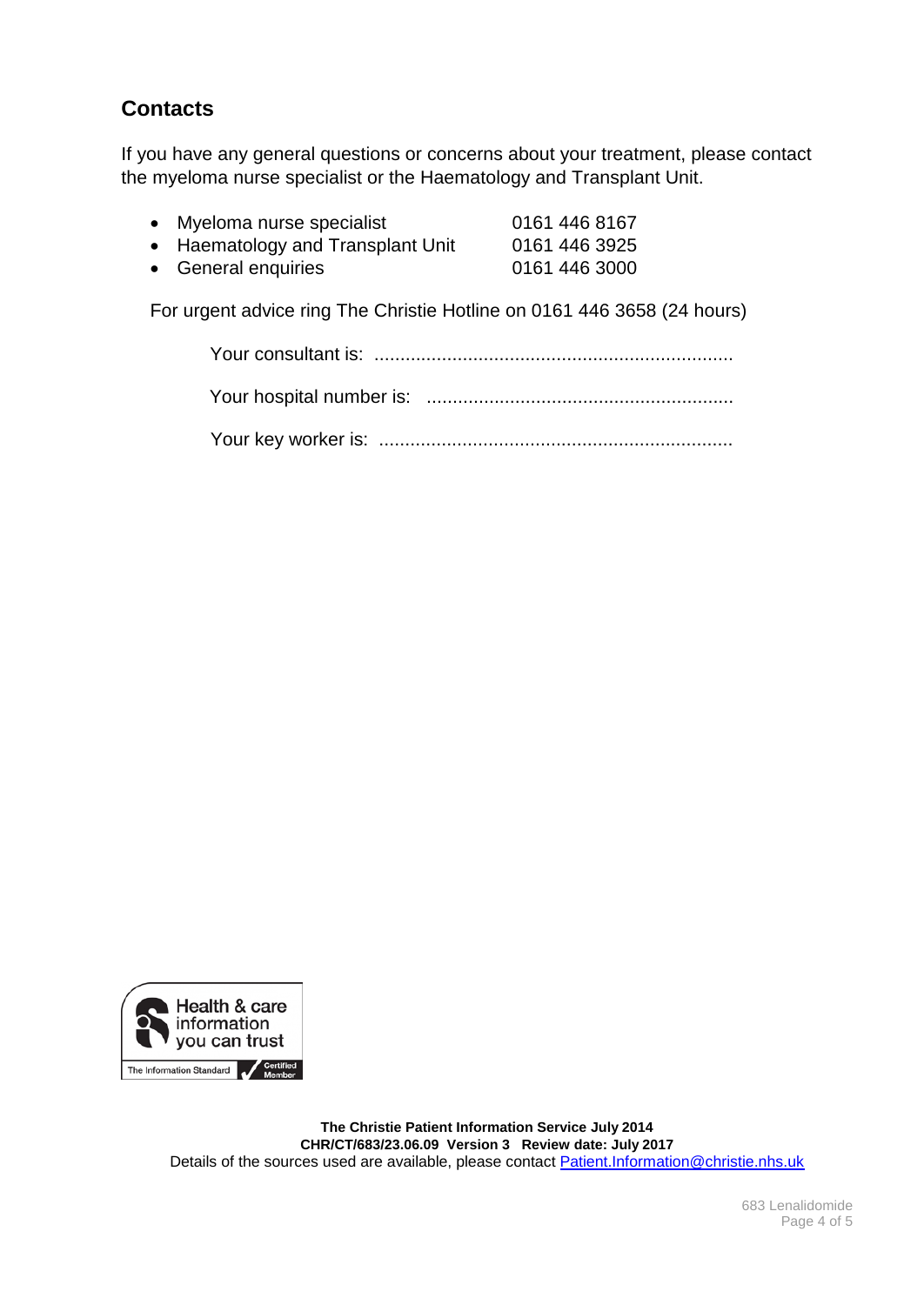## Contacts

If you have any general questions or concerns about your treatment, please contact the myeloma nurse specialist or the Haematology and Transplant Unit.

- Myeloma nurse specialist 0161 446 8167
- Haematology and Transplant Unit 0161 446 3925
- General enquiries 0161 446 3000

For urgent advice ring The Christie Hotline on 0161 446 3658 (24 hours)

Your consultant is: ....................................................................

Your hospital number is: ..........................................................

Your key worker is: ...................................................................

**The Christie Patient Information Service July 2014**
**CHR/CT/683/23.06.09 Version 3 Review date: July 2017**
Details of the sources used are available, please contact Patient.Information@christie.nhs.uk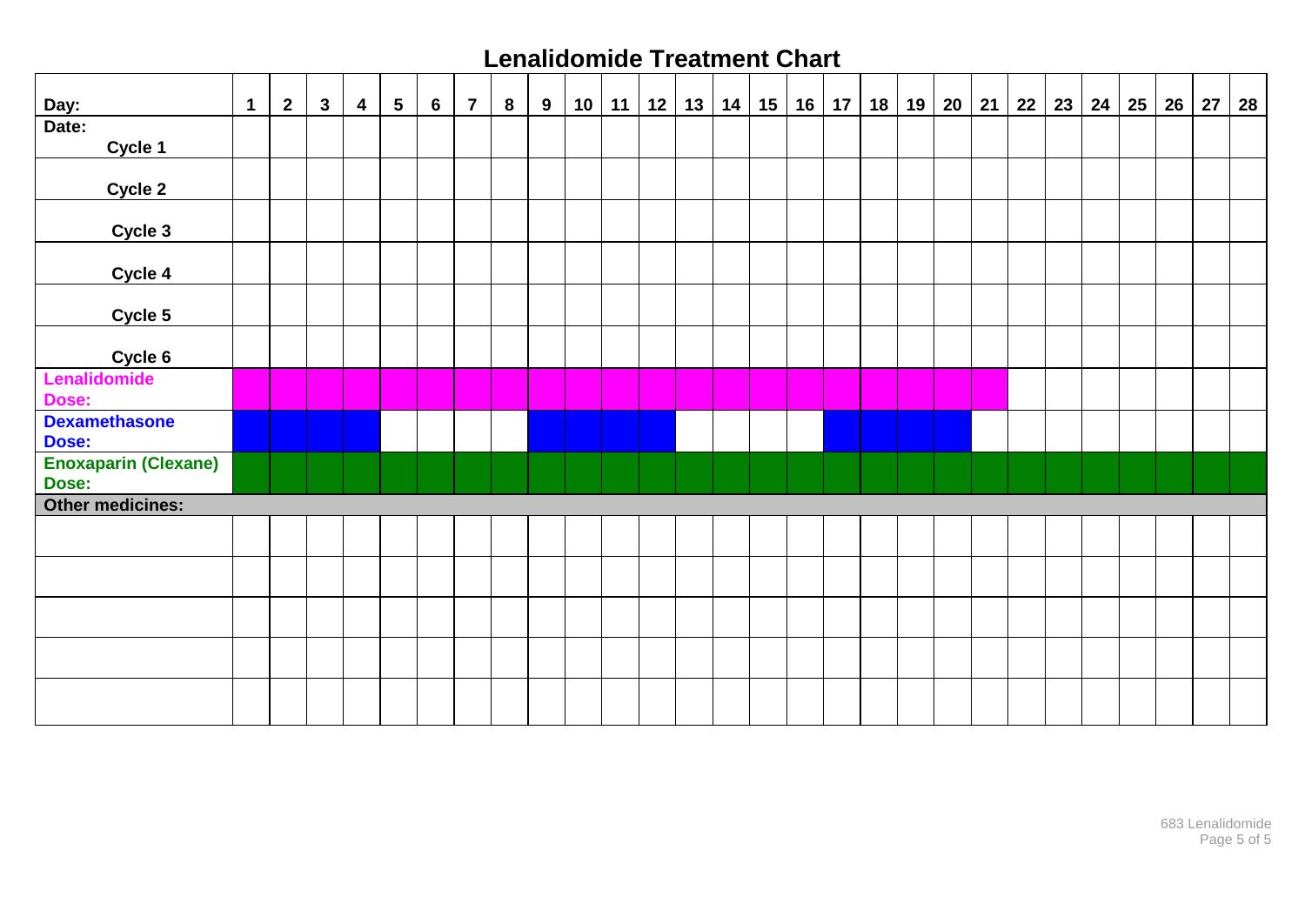# Lenalidomide Treatment Chart

| Day: | 1 | 2 | 3 | 4 | 5 | 6 | 7 | 8 | 9 | 10 | 11 | 12 | 13 | 14 | 15 | 16 | 17 | 18 | 19 | 20 | 21 | 22 | 23 | 24 | 25 | 26 | 27 | 28 |
|---|---|---|---|---|---|---|---|---|---|---|---|---|---|---|---|---|---|---|---|---|---|---|---|---|---|---|---|---|
| Date: Cycle 1 | | | | | | | | | | | | | | | | | | | | | | | | | | | | |
| Cycle 2 | | | | | | | | | | | | | | | | | | | | | | | | | | | | |
| Cycle 3 | | | | | | | | | | | | | | | | | | | | | | | | | | | | |
| Cycle 4 | | | | | | | | | | | | | | | | | | | | | | | | | | | | |
| Cycle 5 | | | | | | | | | | | | | | | | | | | | | | | | | | | | |
| Cycle 6 | | | | | | | | | | | | | | | | | | | | | | | | | | | | |
| Lenalidomide Dose: | | | | | | | | | | | | | | | | | | | | | | | | | | | | |
| Dexamethasone Dose: | | | | | | | | | | | | | | | | | | | | | | | | | | | | |
| Enoxaparin (Clexane) Dose: | | | | | | | | | | | | | | | | | | | | | | | | | | | | |
| Other medicines: | | | | | | | | | | | | | | | | | | | | | | | | | | | | |
| | | | | | | | | | | | | | | | | | | | | | | | | | | | | |
| | | | | | | | | | | | | | | | | | | | | | | | | | | | | |
| | | | | | | | | | | | | | | | | | | | | | | | | | | | | |
| | | | | | | | | | | | | | | | | | | | | | | | | | | | | |
| | | | | | | | | | | | | | | | | | | | | | | | | | | | | |